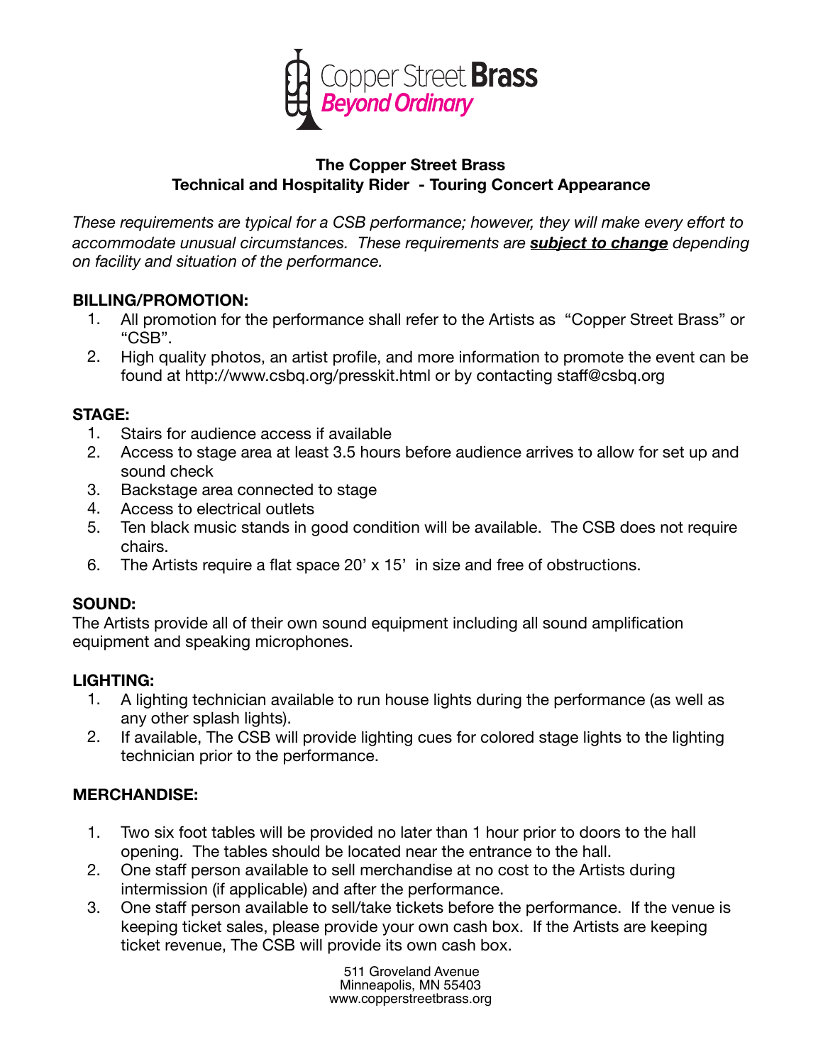Copper Street **Brass**
*Beyond Ordinary*

**The Copper Street Brass**
**Technical and Hospitality Rider - Touring Concert Appearance**

*These requirements are typical for a CSB performance; however, they will make every effort to accommodate unusual circumstances. These requirements are* ***subject to change*** *depending on facility and situation of the performance.*

**BILLING/PROMOTION:**

1. All promotion for the performance shall refer to the Artists as "Copper Street Brass" or "CSB".
2. High quality photos, an artist profile, and more information to promote the event can be found at http://www.csbq.org/presskit.html or by contacting staff@csbq.org

**STAGE:**

1. Stairs for audience access if available
2. Access to stage area at least 3.5 hours before audience arrives to allow for set up and sound check
3. Backstage area connected to stage
4. Access to electrical outlets
5. Ten black music stands in good condition will be available. The CSB does not require chairs.
6. The Artists require a flat space 20' x 15' in size and free of obstructions.

**SOUND:**

The Artists provide all of their own sound equipment including all sound amplification equipment and speaking microphones.

**LIGHTING:**

1. A lighting technician available to run house lights during the performance (as well as any other splash lights).
2. If available, The CSB will provide lighting cues for colored stage lights to the lighting technician prior to the performance.

**MERCHANDISE:**

1. Two six foot tables will be provided no later than 1 hour prior to doors to the hall opening. The tables should be located near the entrance to the hall.
2. One staff person available to sell merchandise at no cost to the Artists during intermission (if applicable) and after the performance.
3. One staff person available to sell/take tickets before the performance. If the venue is keeping ticket sales, please provide your own cash box. If the Artists are keeping ticket revenue, The CSB will provide its own cash box.

511 Groveland Avenue
Minneapolis, MN 55403
www.copperstreetbrass.org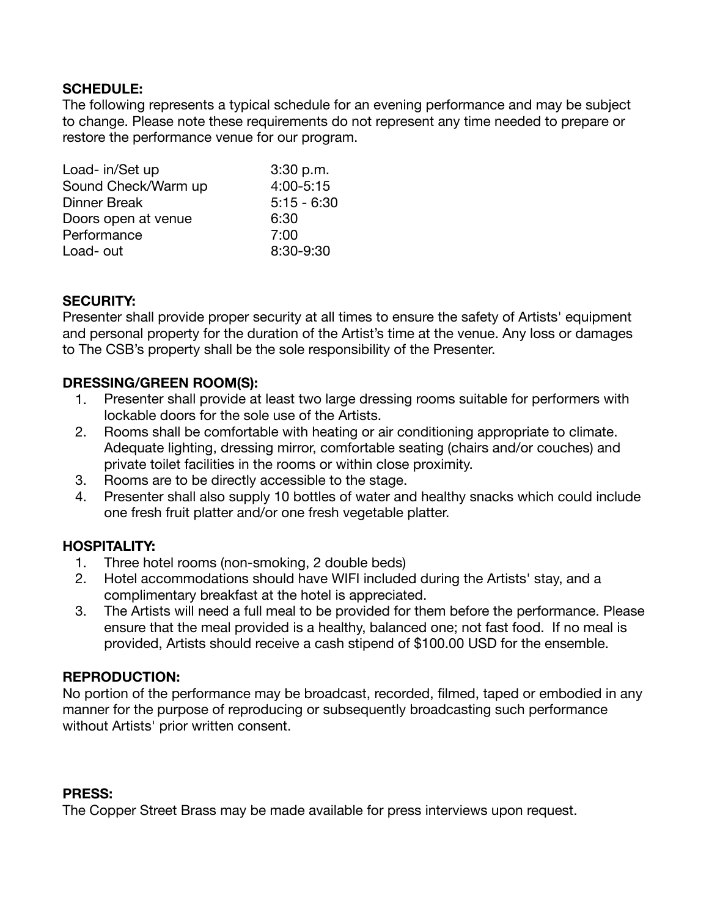**SCHEDULE:**
The following represents a typical schedule for an evening performance and may be subject to change. Please note these requirements do not represent any time needed to prepare or restore the performance venue for our program.

| | |
|---|---|
| Load- in/Set up | 3:30 p.m. |
| Sound Check/Warm up | 4:00-5:15 |
| Dinner Break | 5:15 - 6:30 |
| Doors open at venue | 6:30 |
| Performance | 7:00 |
| Load- out | 8:30-9:30 |

**SECURITY:**
Presenter shall provide proper security at all times to ensure the safety of Artists' equipment and personal property for the duration of the Artist's time at the venue. Any loss or damages to The CSB's property shall be the sole responsibility of the Presenter.

**DRESSING/GREEN ROOM(S):**

1. Presenter shall provide at least two large dressing rooms suitable for performers with lockable doors for the sole use of the Artists.
2. Rooms shall be comfortable with heating or air conditioning appropriate to climate. Adequate lighting, dressing mirror, comfortable seating (chairs and/or couches) and private toilet facilities in the rooms or within close proximity.
3. Rooms are to be directly accessible to the stage.
4. Presenter shall also supply 10 bottles of water and healthy snacks which could include one fresh fruit platter and/or one fresh vegetable platter.

**HOSPITALITY:**

1. Three hotel rooms (non-smoking, 2 double beds)
2. Hotel accommodations should have WIFI included during the Artists' stay, and a complimentary breakfast at the hotel is appreciated.
3. The Artists will need a full meal to be provided for them before the performance. Please ensure that the meal provided is a healthy, balanced one; not fast food. If no meal is provided, Artists should receive a cash stipend of $100.00 USD for the ensemble.

**REPRODUCTION:**
No portion of the performance may be broadcast, recorded, filmed, taped or embodied in any manner for the purpose of reproducing or subsequently broadcasting such performance without Artists' prior written consent.

**PRESS:**
The Copper Street Brass may be made available for press interviews upon request.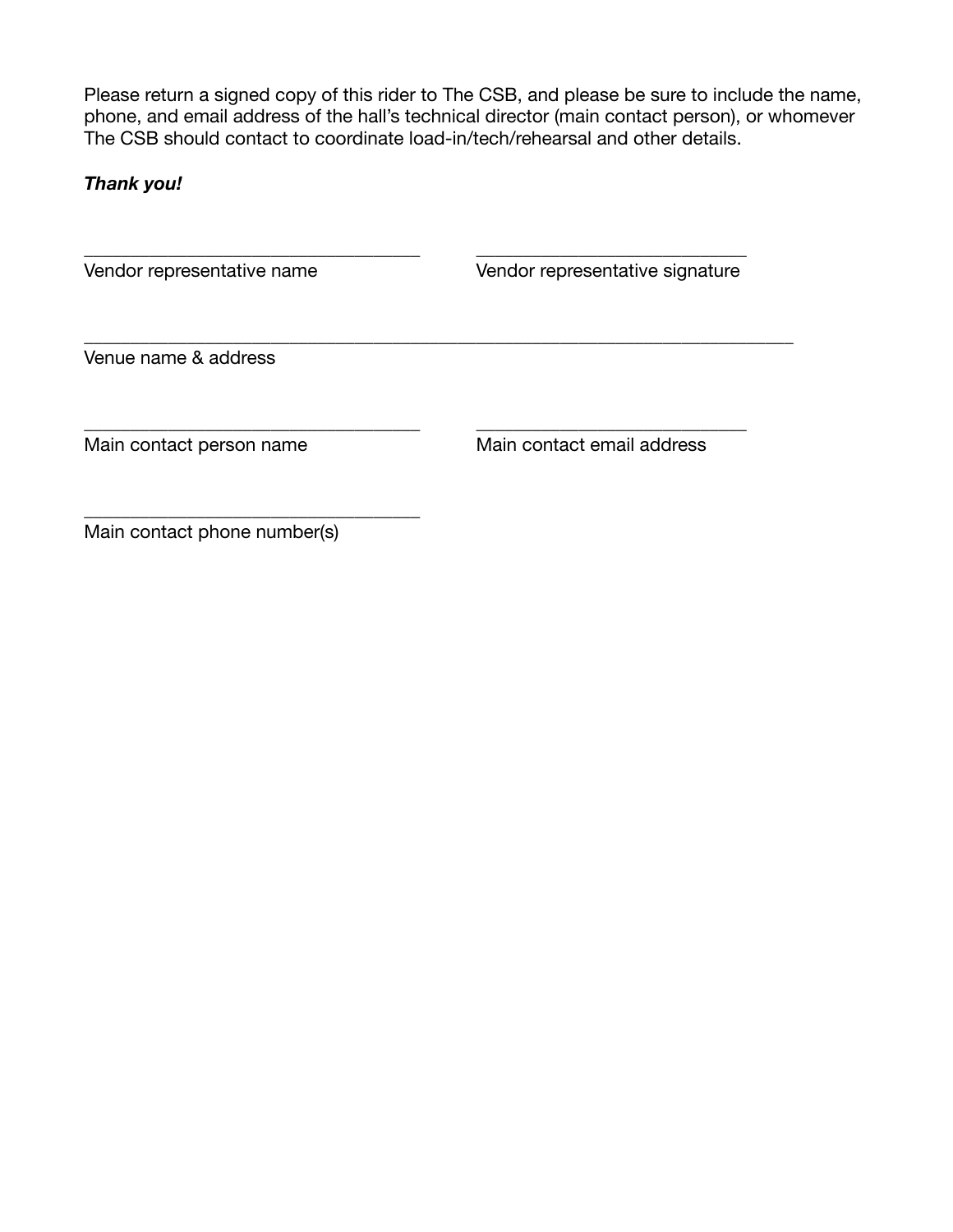Please return a signed copy of this rider to The CSB, and please be sure to include the name, phone, and email address of the hall's technical director (main contact person), or whomever The CSB should contact to coordinate load-in/tech/rehearsal and other details.

***Thank you!***

| | |
|---|---|
| ___________________________________ | ____________________________ |
| Vendor representative name | Vendor representative signature |

__________________________________________________________________________

Venue name & address

| | |
|---|---|
| ___________________________________ | ____________________________ |
| Main contact person name | Main contact email address |

___________________________________

Main contact phone number(s)